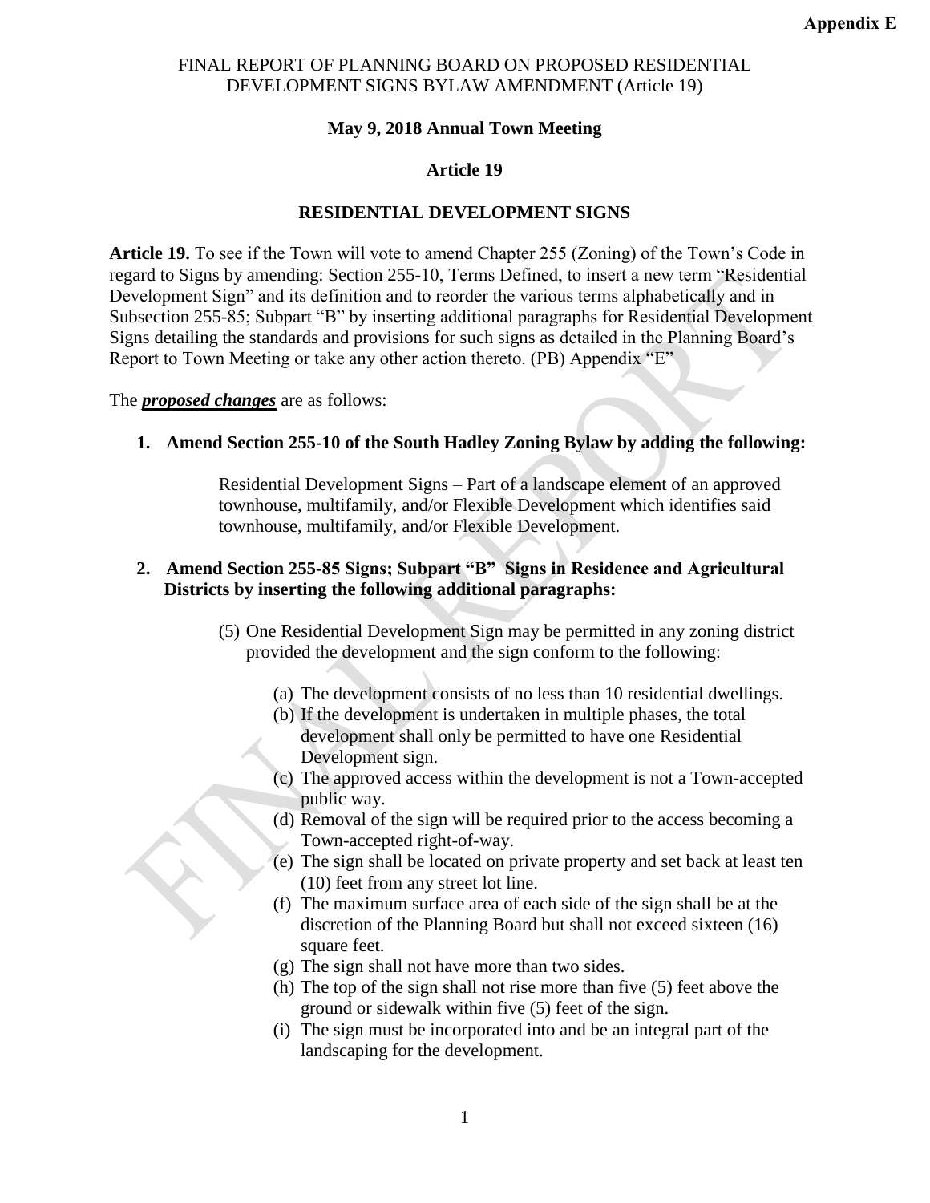**Appendix E**

FINAL REPORT OF PLANNING BOARD ON PROPOSED RESIDENTIAL DEVELOPMENT SIGNS BYLAW AMENDMENT (Article 19)

**May 9, 2018 Annual Town Meeting**

**Article 19**

**RESIDENTIAL DEVELOPMENT SIGNS**

**Article 19.** To see if the Town will vote to amend Chapter 255 (Zoning) of the Town's Code in regard to Signs by amending: Section 255-10, Terms Defined, to insert a new term "Residential Development Sign" and its definition and to reorder the various terms alphabetically and in Subsection 255-85; Subpart "B" by inserting additional paragraphs for Residential Development Signs detailing the standards and provisions for such signs as detailed in the Planning Board's Report to Town Meeting or take any other action thereto. (PB) Appendix "E"

The ***proposed changes*** are as follows:

1. **Amend Section 255-10 of the South Hadley Zoning Bylaw by adding the following:**

   Residential Development Signs – Part of a landscape element of an approved townhouse, multifamily, and/or Flexible Development which identifies said townhouse, multifamily, and/or Flexible Development.

2. **Amend Section 255-85 Signs; Subpart "B" Signs in Residence and Agricultural Districts by inserting the following additional paragraphs:**

   (5) One Residential Development Sign may be permitted in any zoning district provided the development and the sign conform to the following:

   (a) The development consists of no less than 10 residential dwellings.
   (b) If the development is undertaken in multiple phases, the total development shall only be permitted to have one Residential Development sign.
   (c) The approved access within the development is not a Town-accepted public way.
   (d) Removal of the sign will be required prior to the access becoming a Town-accepted right-of-way.
   (e) The sign shall be located on private property and set back at least ten (10) feet from any street lot line.
   (f) The maximum surface area of each side of the sign shall be at the discretion of the Planning Board but shall not exceed sixteen (16) square feet.
   (g) The sign shall not have more than two sides.
   (h) The top of the sign shall not rise more than five (5) feet above the ground or sidewalk within five (5) feet of the sign.
   (i) The sign must be incorporated into and be an integral part of the landscaping for the development.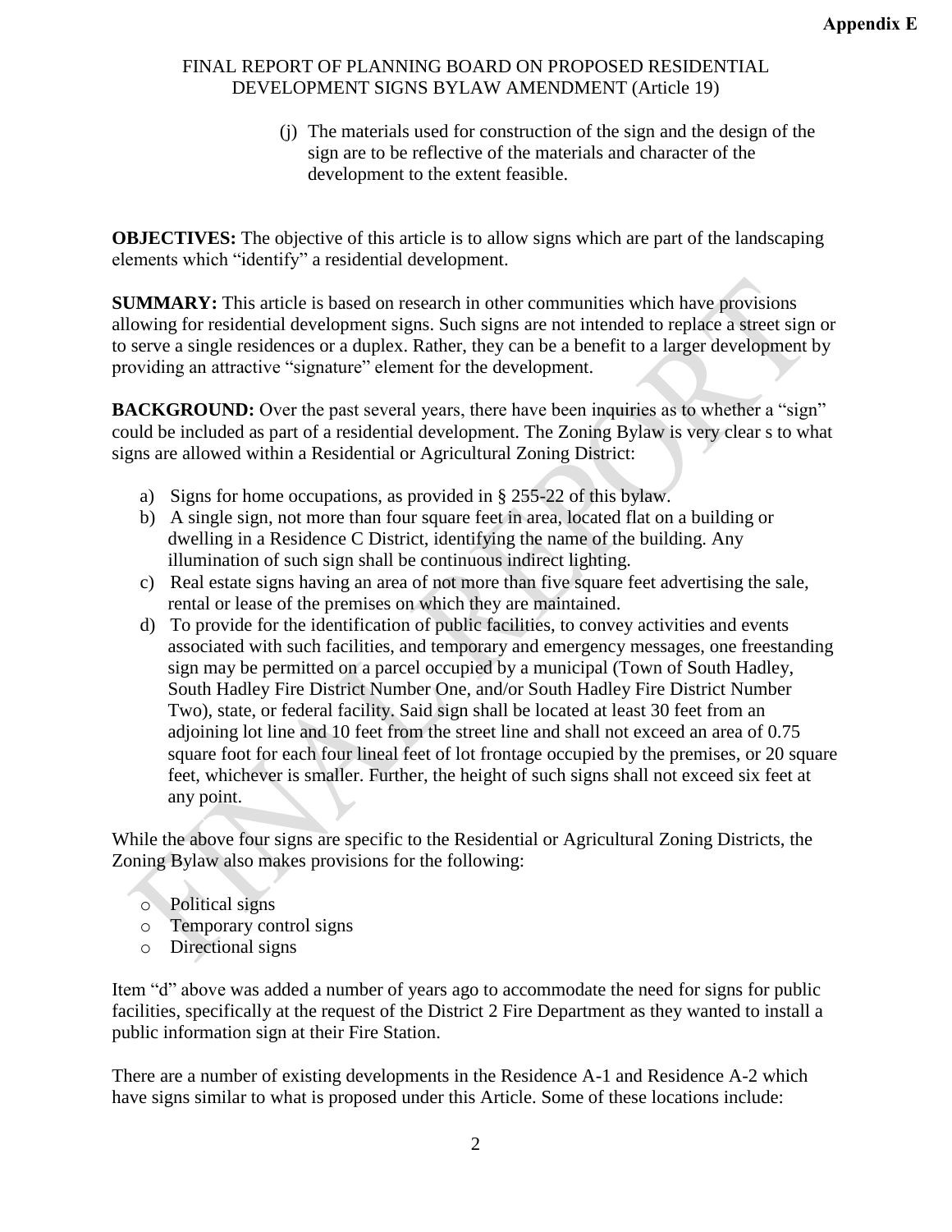FINAL REPORT OF PLANNING BOARD ON PROPOSED RESIDENTIAL DEVELOPMENT SIGNS BYLAW AMENDMENT (Article 19)

(j) The materials used for construction of the sign and the design of the sign are to be reflective of the materials and character of the development to the extent feasible.

**OBJECTIVES:** The objective of this article is to allow signs which are part of the landscaping elements which "identify" a residential development.

**SUMMARY:** This article is based on research in other communities which have provisions allowing for residential development signs. Such signs are not intended to replace a street sign or to serve a single residences or a duplex. Rather, they can be a benefit to a larger development by providing an attractive "signature" element for the development.

**BACKGROUND:** Over the past several years, there have been inquiries as to whether a "sign" could be included as part of a residential development. The Zoning Bylaw is very clear s to what signs are allowed within a Residential or Agricultural Zoning District:

a) Signs for home occupations, as provided in § 255-22 of this bylaw.
b) A single sign, not more than four square feet in area, located flat on a building or dwelling in a Residence C District, identifying the name of the building. Any illumination of such sign shall be continuous indirect lighting.
c) Real estate signs having an area of not more than five square feet advertising the sale, rental or lease of the premises on which they are maintained.
d) To provide for the identification of public facilities, to convey activities and events associated with such facilities, and temporary and emergency messages, one freestanding sign may be permitted on a parcel occupied by a municipal (Town of South Hadley, South Hadley Fire District Number One, and/or South Hadley Fire District Number Two), state, or federal facility. Said sign shall be located at least 30 feet from an adjoining lot line and 10 feet from the street line and shall not exceed an area of 0.75 square foot for each four lineal feet of lot frontage occupied by the premises, or 20 square feet, whichever is smaller. Further, the height of such signs shall not exceed six feet at any point.

While the above four signs are specific to the Residential or Agricultural Zoning Districts, the Zoning Bylaw also makes provisions for the following:

- Political signs
- Temporary control signs
- Directional signs

Item "d" above was added a number of years ago to accommodate the need for signs for public facilities, specifically at the request of the District 2 Fire Department as they wanted to install a public information sign at their Fire Station.

There are a number of existing developments in the Residence A-1 and Residence A-2 which have signs similar to what is proposed under this Article. Some of these locations include: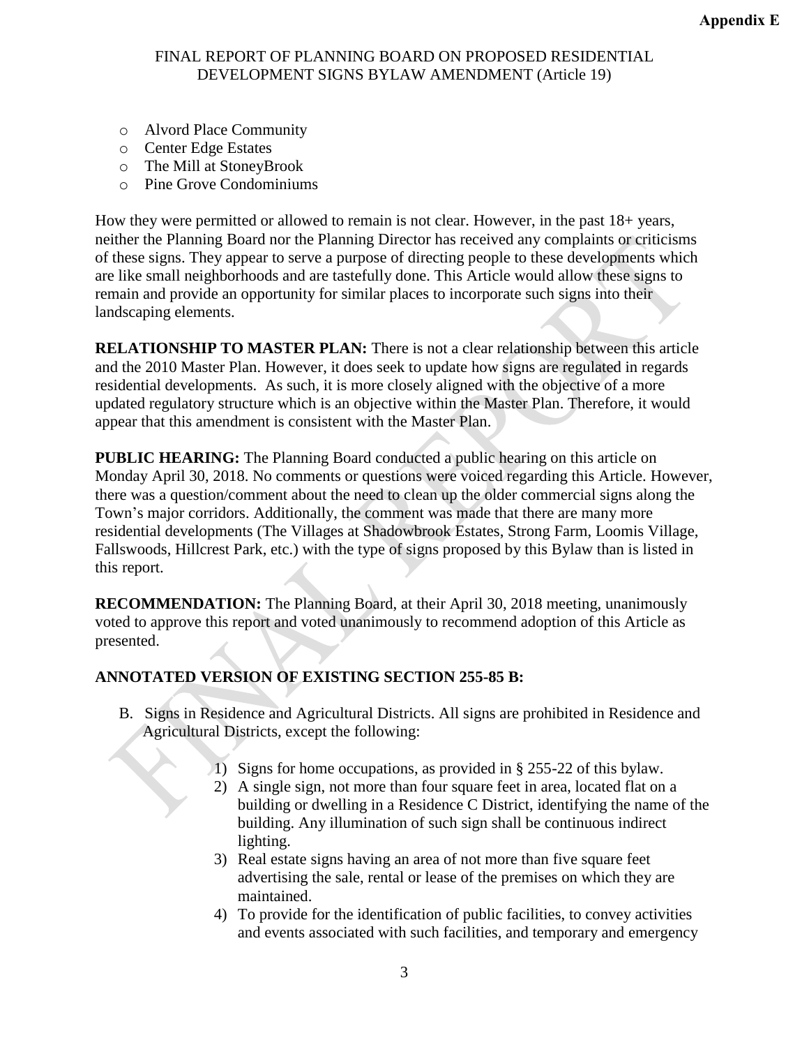- Alvord Place Community
- Center Edge Estates
- The Mill at StoneyBrook
- Pine Grove Condominiums

How they were permitted or allowed to remain is not clear. However, in the past 18+ years, neither the Planning Board nor the Planning Director has received any complaints or criticisms of these signs. They appear to serve a purpose of directing people to these developments which are like small neighborhoods and are tastefully done. This Article would allow these signs to remain and provide an opportunity for similar places to incorporate such signs into their landscaping elements.

**RELATIONSHIP TO MASTER PLAN:** There is not a clear relationship between this article and the 2010 Master Plan. However, it does seek to update how signs are regulated in regards residential developments. As such, it is more closely aligned with the objective of a more updated regulatory structure which is an objective within the Master Plan. Therefore, it would appear that this amendment is consistent with the Master Plan.

**PUBLIC HEARING:** The Planning Board conducted a public hearing on this article on Monday April 30, 2018. No comments or questions were voiced regarding this Article. However, there was a question/comment about the need to clean up the older commercial signs along the Town's major corridors. Additionally, the comment was made that there are many more residential developments (The Villages at Shadowbrook Estates, Strong Farm, Loomis Village, Fallswoods, Hillcrest Park, etc.) with the type of signs proposed by this Bylaw than is listed in this report.

**RECOMMENDATION:** The Planning Board, at their April 30, 2018 meeting, unanimously voted to approve this report and voted unanimously to recommend adoption of this Article as presented.

**ANNOTATED VERSION OF EXISTING SECTION 255-85 B:**

B. Signs in Residence and Agricultural Districts. All signs are prohibited in Residence and Agricultural Districts, except the following:

1) Signs for home occupations, as provided in § 255-22 of this bylaw.
2) A single sign, not more than four square feet in area, located flat on a building or dwelling in a Residence C District, identifying the name of the building. Any illumination of such sign shall be continuous indirect lighting.
3) Real estate signs having an area of not more than five square feet advertising the sale, rental or lease of the premises on which they are maintained.
4) To provide for the identification of public facilities, to convey activities and events associated with such facilities, and temporary and emergency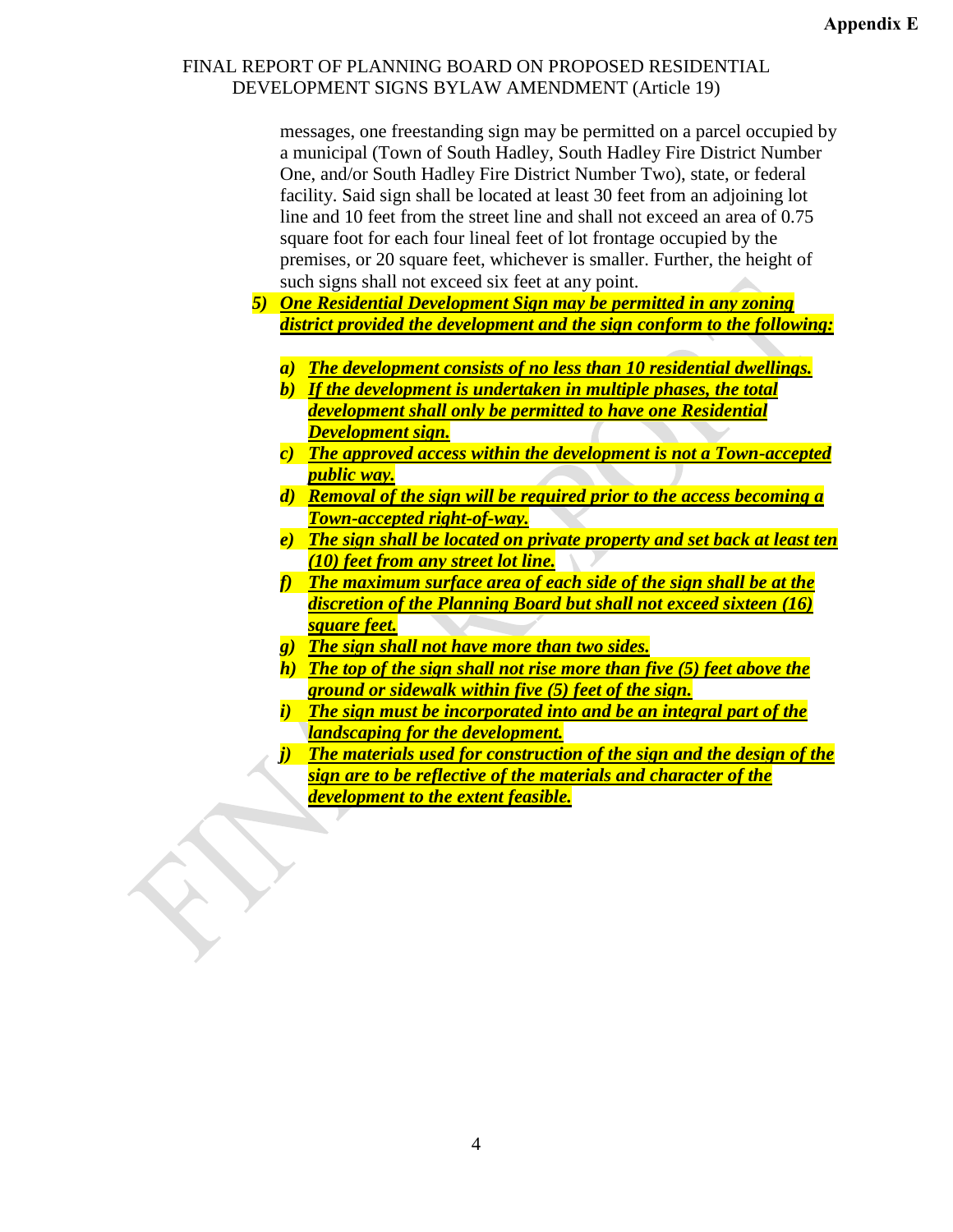messages, one freestanding sign may be permitted on a parcel occupied by a municipal (Town of South Hadley, South Hadley Fire District Number One, and/or South Hadley Fire District Number Two), state, or federal facility. Said sign shall be located at least 30 feet from an adjoining lot line and 10 feet from the street line and shall not exceed an area of 0.75 square foot for each four lineal feet of lot frontage occupied by the premises, or 20 square feet, whichever is smaller. Further, the height of such signs shall not exceed six feet at any point.

5) ***One Residential Development Sign may be permitted in any zoning district provided the development and the sign conform to the following:***

   a) ***The development consists of no less than 10 residential dwellings.***
   b) ***If the development is undertaken in multiple phases, the total development shall only be permitted to have one Residential Development sign.***
   c) ***The approved access within the development is not a Town-accepted public way.***
   d) ***Removal of the sign will be required prior to the access becoming a Town-accepted right-of-way.***
   e) ***The sign shall be located on private property and set back at least ten (10) feet from any street lot line.***
   f) ***The maximum surface area of each side of the sign shall be at the discretion of the Planning Board but shall not exceed sixteen (16) square feet.***
   g) ***The sign shall not have more than two sides.***
   h) ***The top of the sign shall not rise more than five (5) feet above the ground or sidewalk within five (5) feet of the sign.***
   i) ***The sign must be incorporated into and be an integral part of the landscaping for the development.***
   j) ***The materials used for construction of the sign and the design of the sign are to be reflective of the materials and character of the development to the extent feasible.***